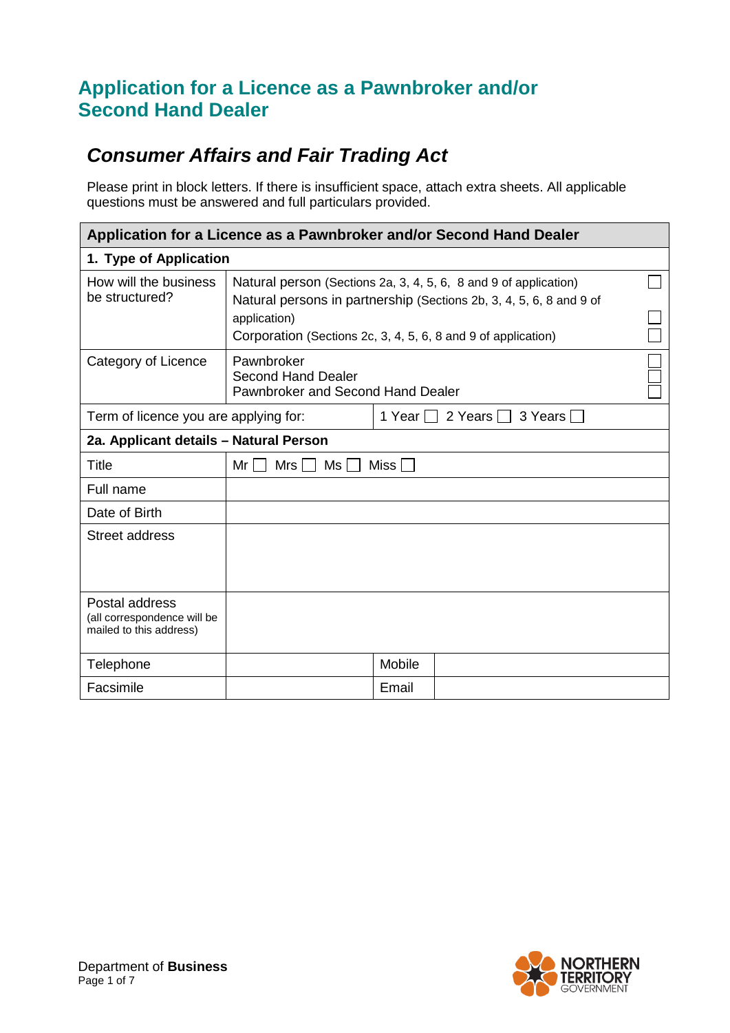# Application for a Licence as a Pawnbroker and/or Second Hand Dealer

## *Consumer Affairs and Fair Trading Act*

Please print in block letters. If there is insufficient space, attach extra sheets. All applicable questions must be answered and full particulars provided.

| **Application for a Licence as a Pawnbroker and/or Second Hand Dealer** | | | | |
|---|---|---|---|---|
| **1. Type of Application** | | | | |
| How will the business be structured? | Natural person (Sections 2a, 3, 4, 5, 6, 8 and 9 of application) ☐<br>Natural persons in partnership (Sections 2b, 3, 4, 5, 6, 8 and 9 of application) ☐<br>Corporation (Sections 2c, 3, 4, 5, 6, 8 and 9 of application) ☐ | | | |
| Category of Licence | Pawnbroker ☐<br>Second Hand Dealer ☐<br>Pawnbroker and Second Hand Dealer ☐ | | | |
| Term of licence you are applying for: | | 1 Year ☐ 2 Years ☐ 3 Years ☐ | | |
| **2a. Applicant details – Natural Person** | | | | |
| Title | Mr ☐ Mrs ☐ Ms ☐ Miss ☐ | | | |
| Full name | | | | |
| Date of Birth | | | | |
| Street address | | | | |
| Postal address (all correspondence will be mailed to this address) | | | | |
| Telephone | | Mobile | | |
| Facsimile | | Email | | |

Department of **Business**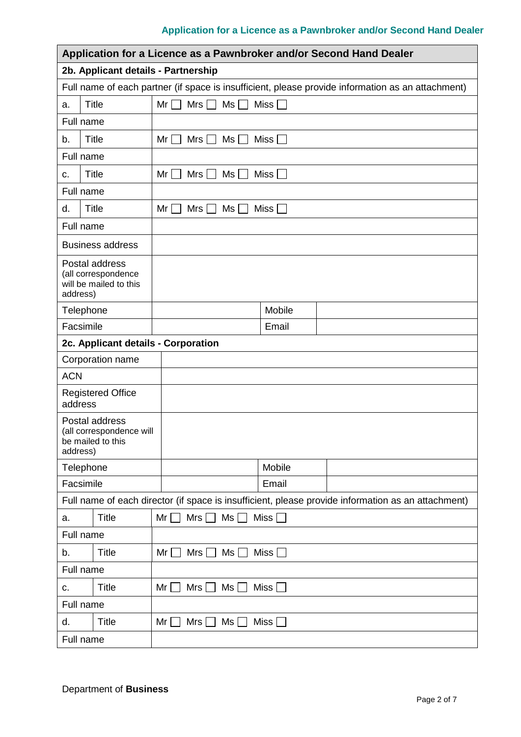## Application for a Licence as a Pawnbroker and/or Second Hand Dealer

### 2b. Applicant details - Partnership

Full name of each partner (if space is insufficient, please provide information as an attachment)

| | | | | |
|---|---|---|---|---|
| a. | Title | Mr ☐ Mrs ☐ Ms ☐ Miss ☐ | | |
| Full name | | | | |
| b. | Title | Mr ☐ Mrs ☐ Ms ☐ Miss ☐ | | |
| Full name | | | | |
| c. | Title | Mr ☐ Mrs ☐ Ms ☐ Miss ☐ | | |
| Full name | | | | |
| d. | Title | Mr ☐ Mrs ☐ Ms ☐ Miss ☐ | | |
| Full name | | | | |
| Business address | | | | |
| Postal address (all correspondence will be mailed to this address) | | | | |
| Telephone | | | Mobile | |
| Facsimile | | | Email | |

### 2c. Applicant details - Corporation

| | | | |
|---|---|---|---|
| Corporation name | | | |
| ACN | | | |
| Registered Office address | | | |
| Postal address (all correspondence will be mailed to this address) | | | |
| Telephone | | Mobile | |
| Facsimile | | Email | |

Full name of each director (if space is insufficient, please provide information as an attachment)

| | | |
|---|---|---|
| a. | Title | Mr ☐ Mrs ☐ Ms ☐ Miss ☐ |
| Full name | | |
| b. | Title | Mr ☐ Mrs ☐ Ms ☐ Miss ☐ |
| Full name | | |
| c. | Title | Mr ☐ Mrs ☐ Ms ☐ Miss ☐ |
| Full name | | |
| d. | Title | Mr ☐ Mrs ☐ Ms ☐ Miss ☐ |
| Full name | | |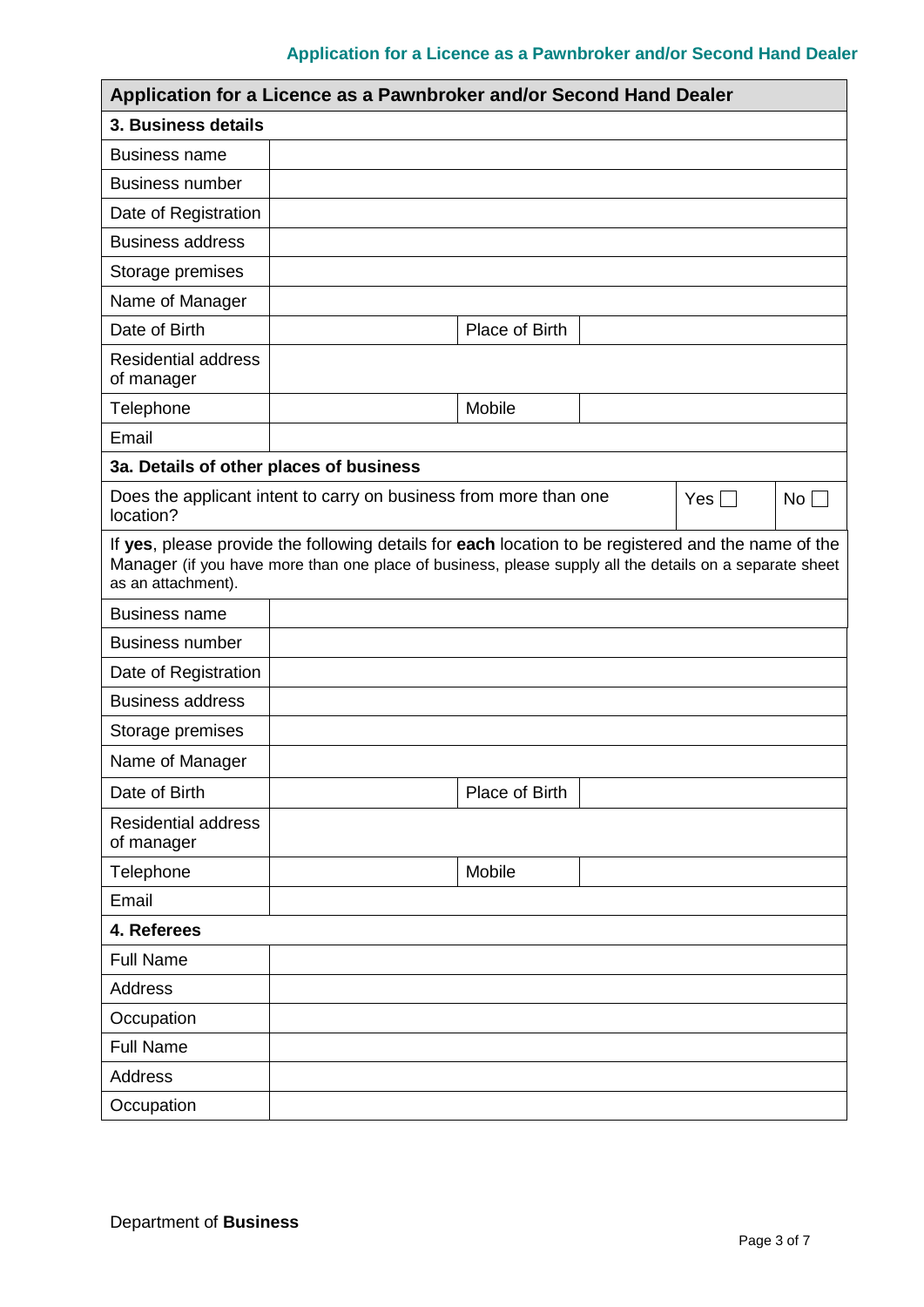| Application for a Licence as a Pawnbroker and/or Second Hand Dealer | | | |
|---|---|---|---|
| **3. Business details** | | | |
| Business name | | | |
| Business number | | | |
| Date of Registration | | | |
| Business address | | | |
| Storage premises | | | |
| Name of Manager | | | |
| Date of Birth | | Place of Birth | |
| Residential address of manager | | | |
| Telephone | | Mobile | |
| Email | | | |
| **3a. Details of other places of business** | | | |
| Does the applicant intent to carry on business from more than one location? | | Yes ☐ | No ☐ |
| If **yes**, please provide the following details for **each** location to be registered and the name of the Manager (if you have more than one place of business, please supply all the details on a separate sheet as an attachment). | | | |
| Business name | | | |
| Business number | | | |
| Date of Registration | | | |
| Business address | | | |
| Storage premises | | | |
| Name of Manager | | | |
| Date of Birth | | Place of Birth | |
| Residential address of manager | | | |
| Telephone | | Mobile | |
| Email | | | |
| **4. Referees** | | | |
| Full Name | | | |
| Address | | | |
| Occupation | | | |
| Full Name | | | |
| Address | | | |
| Occupation | | | |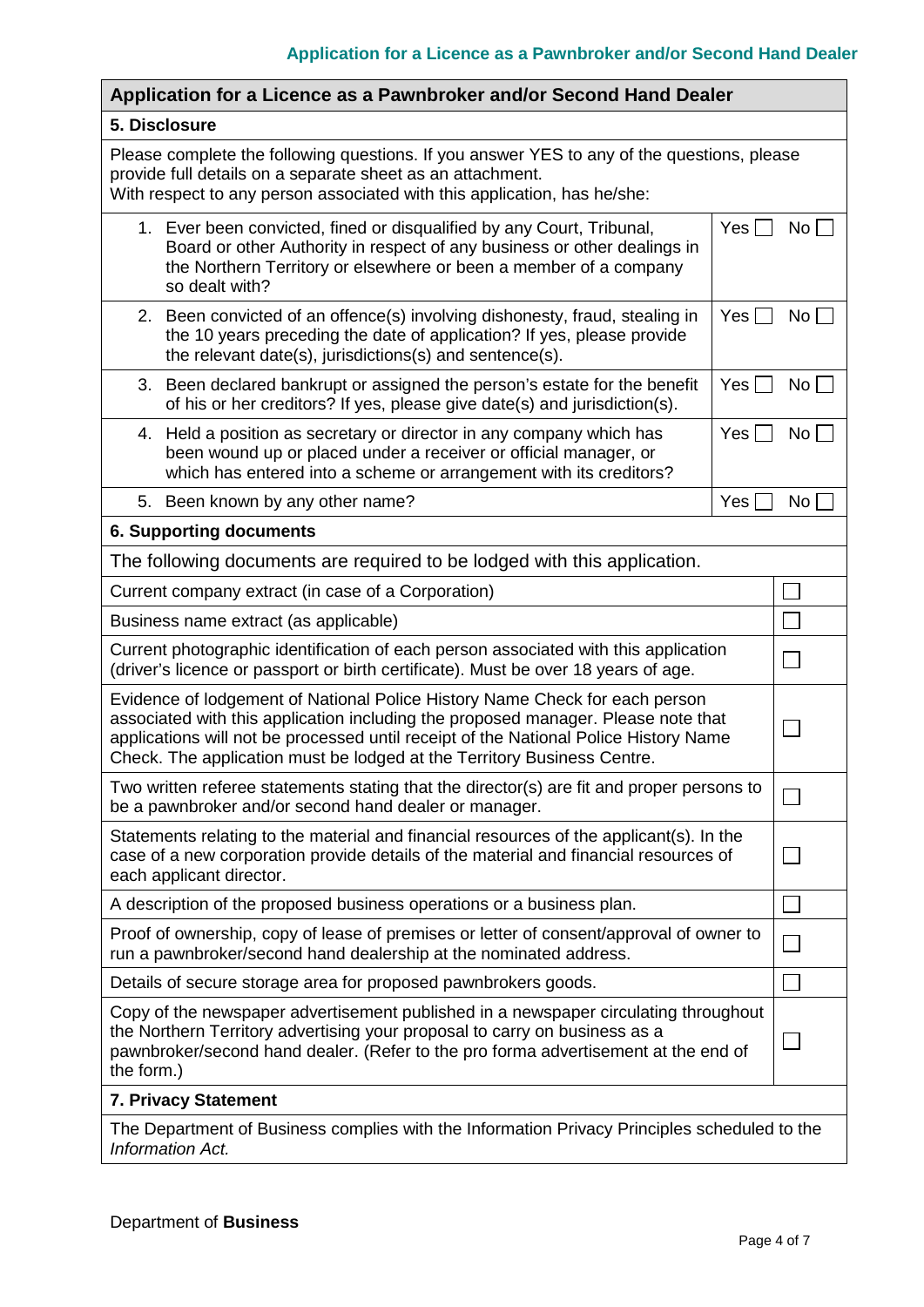## Application for a Licence as a Pawnbroker and/or Second Hand Dealer

### 5. Disclosure

Please complete the following questions. If you answer YES to any of the questions, please provide full details on a separate sheet as an attachment.
With respect to any person associated with this application, has he/she:

| Question | Yes | No |
|---|---|---|
| 1. Ever been convicted, fined or disqualified by any Court, Tribunal, Board or other Authority in respect of any business or other dealings in the Northern Territory or elsewhere or been a member of a company so dealt with? | ☐ | ☐ |
| 2. Been convicted of an offence(s) involving dishonesty, fraud, stealing in the 10 years preceding the date of application? If yes, please provide the relevant date(s), jurisdictions(s) and sentence(s). | ☐ | ☐ |
| 3. Been declared bankrupt or assigned the person's estate for the benefit of his or her creditors? If yes, please give date(s) and jurisdiction(s). | ☐ | ☐ |
| 4. Held a position as secretary or director in any company which has been wound up or placed under a receiver or official manager, or which has entered into a scheme or arrangement with its creditors? | ☐ | ☐ |
| 5. Been known by any other name? | ☐ | ☐ |

### 6. Supporting documents

The following documents are required to be lodged with this application.

| Document | |
|---|---|
| Current company extract (in case of a Corporation) | ☐ |
| Business name extract (as applicable) | ☐ |
| Current photographic identification of each person associated with this application (driver's licence or passport or birth certificate). Must be over 18 years of age. | ☐ |
| Evidence of lodgement of National Police History Name Check for each person associated with this application including the proposed manager. Please note that applications will not be processed until receipt of the National Police History Name Check. The application must be lodged at the Territory Business Centre. | ☐ |
| Two written referee statements stating that the director(s) are fit and proper persons to be a pawnbroker and/or second hand dealer or manager. | ☐ |
| Statements relating to the material and financial resources of the applicant(s). In the case of a new corporation provide details of the material and financial resources of each applicant director. | ☐ |
| A description of the proposed business operations or a business plan. | ☐ |
| Proof of ownership, copy of lease of premises or letter of consent/approval of owner to run a pawnbroker/second hand dealership at the nominated address. | ☐ |
| Details of secure storage area for proposed pawnbrokers goods. | ☐ |
| Copy of the newspaper advertisement published in a newspaper circulating throughout the Northern Territory advertising your proposal to carry on business as a pawnbroker/second hand dealer. (Refer to the pro forma advertisement at the end of the form.) | ☐ |

### 7. Privacy Statement

The Department of Business complies with the Information Privacy Principles scheduled to the *Information Act.*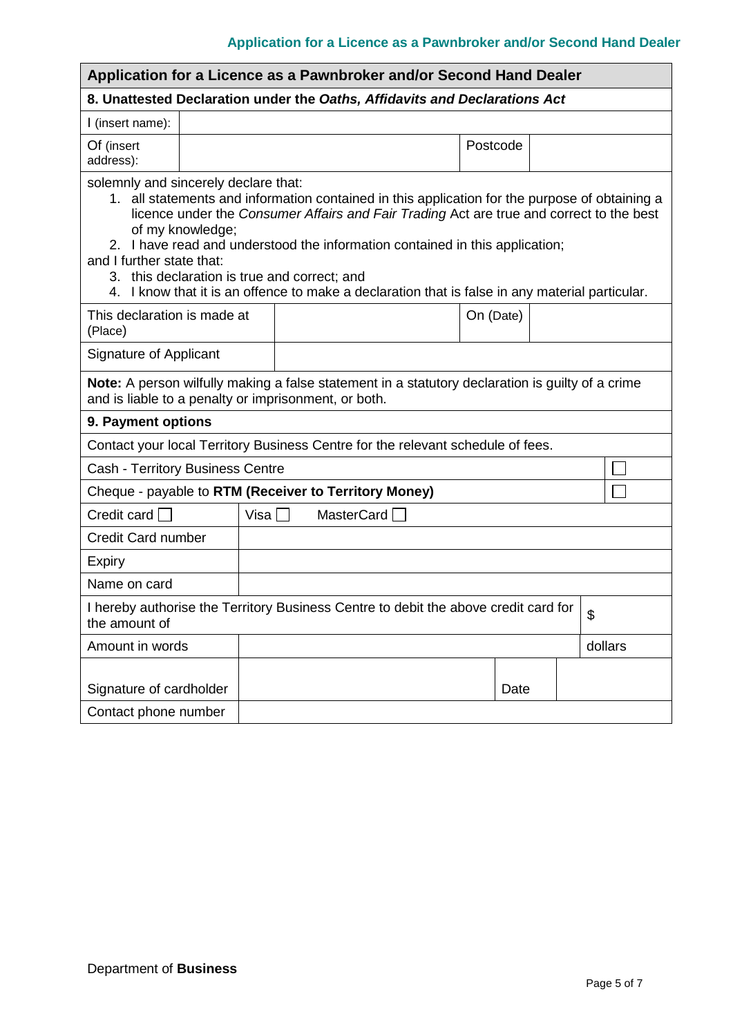## Application for a Licence as a Pawnbroker and/or Second Hand Dealer

### 8. Unattested Declaration under the *Oaths, Affidavits and Declarations Act*

| I (insert name): | | | |
|---|---|---|---|
| Of (insert address): | | Postcode | |

solemnly and sincerely declare that:

1. all statements and information contained in this application for the purpose of obtaining a licence under the *Consumer Affairs and Fair Trading* Act are true and correct to the best of my knowledge;
2. I have read and understood the information contained in this application;

and I further state that:

3. this declaration is true and correct; and
4. I know that it is an offence to make a declaration that is false in any material particular.

| This declaration is made at (Place) | | On (Date) | |
|---|---|---|---|
| Signature of Applicant | | | |

**Note:** A person wilfully making a false statement in a statutory declaration is guilty of a crime and is liable to a penalty or imprisonment, or both.

### 9. Payment options

Contact your local Territory Business Centre for the relevant schedule of fees.

| Option | |
|---|---|
| Cash - Territory Business Centre | ☐ |
| Cheque - payable to **RTM (Receiver to Territory Money)** | ☐ |

| Credit card ☐ | Visa ☐ MasterCard ☐ |
|---|---|
| Credit Card number | |
| Expiry | |
| Name on card | |

| I hereby authorise the Territory Business Centre to debit the above credit card for the amount of | $ |
|---|---|
| Amount in words | dollars |

| Signature of cardholder | | Date | |
|---|---|---|---|
| Contact phone number | | | |

Department of **Business**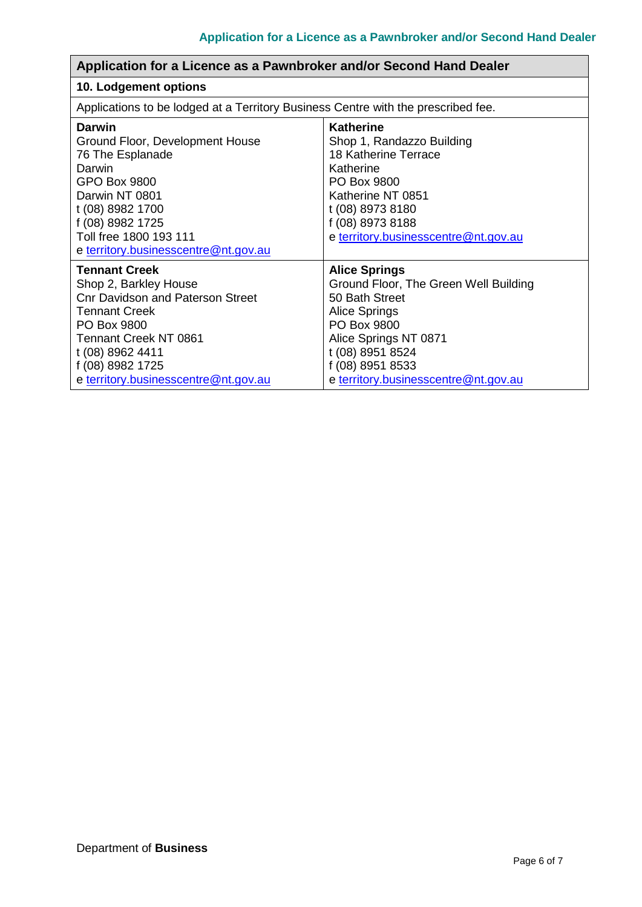## Application for a Licence as a Pawnbroker and/or Second Hand Dealer

### 10. Lodgement options

Applications to be lodged at a Territory Business Centre with the prescribed fee.

| Darwin | Katherine |
|---|---|
| Ground Floor, Development House<br>76 The Esplanade<br>Darwin<br>GPO Box 9800<br>Darwin NT 0801<br>t (08) 8982 1700<br>f (08) 8982 1725<br>Toll free 1800 193 111<br>e territory.businesscentre@nt.gov.au | Shop 1, Randazzo Building<br>18 Katherine Terrace<br>Katherine<br>PO Box 9800<br>Katherine NT 0851<br>t (08) 8973 8180<br>f (08) 8973 8188<br>e territory.businesscentre@nt.gov.au |
| **Tennant Creek** | **Alice Springs** |
| Shop 2, Barkley House<br>Cnr Davidson and Paterson Street<br>Tennant Creek<br>PO Box 9800<br>Tennant Creek NT 0861<br>t (08) 8962 4411<br>f (08) 8982 1725<br>e territory.businesscentre@nt.gov.au | Ground Floor, The Green Well Building<br>50 Bath Street<br>Alice Springs<br>PO Box 9800<br>Alice Springs NT 0871<br>t (08) 8951 8524<br>f (08) 8951 8533<br>e territory.businesscentre@nt.gov.au |

Department of **Business**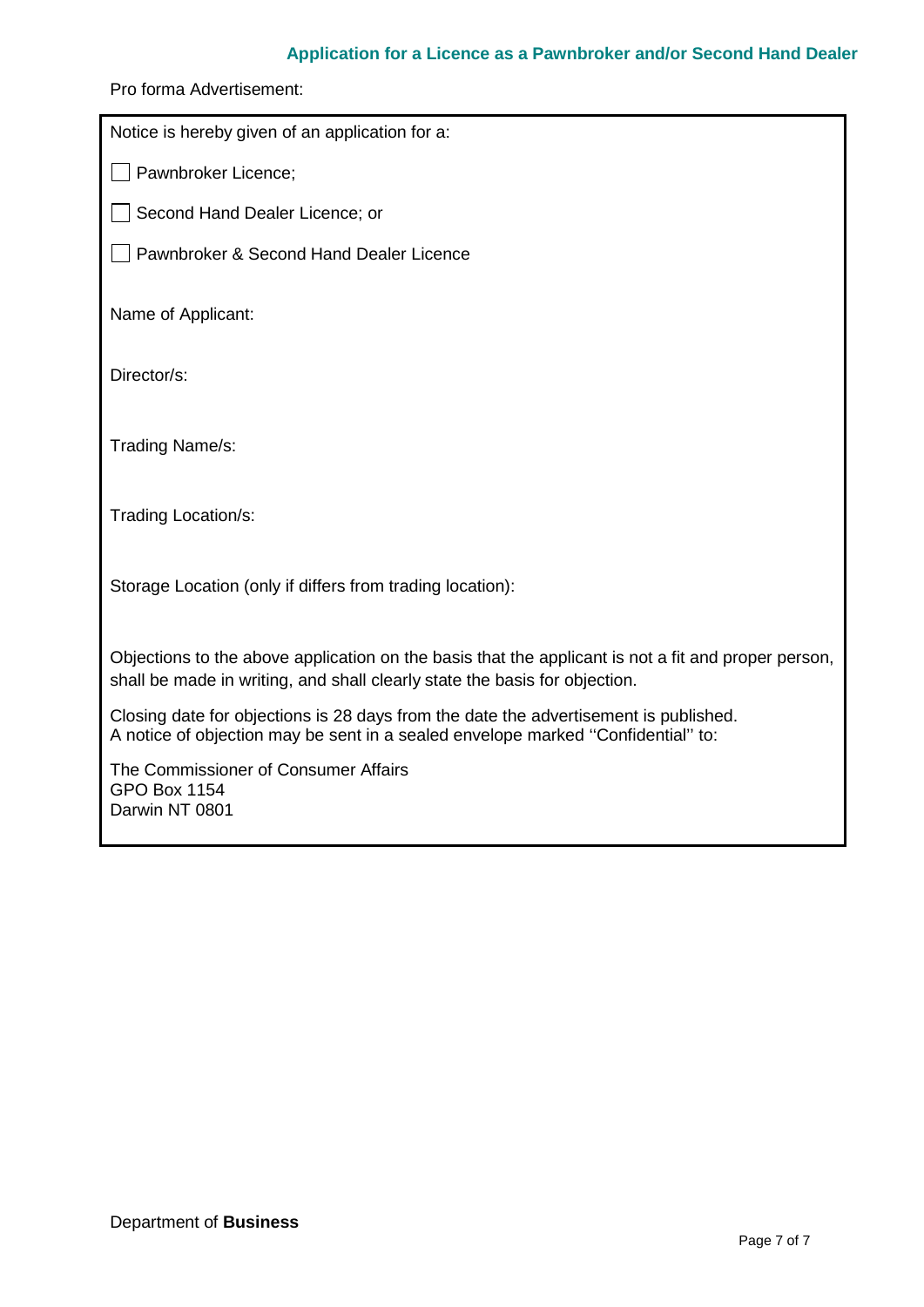Pro forma Advertisement:

Notice is hereby given of an application for a:

- [ ] Pawnbroker Licence;
- [ ] Second Hand Dealer Licence; or
- [ ] Pawnbroker & Second Hand Dealer Licence

Name of Applicant:

Director/s:

Trading Name/s:

Trading Location/s:

Storage Location (only if differs from trading location):

Objections to the above application on the basis that the applicant is not a fit and proper person, shall be made in writing, and shall clearly state the basis for objection.

Closing date for objections is 28 days from the date the advertisement is published.
A notice of objection may be sent in a sealed envelope marked ''Confidential'' to:

The Commissioner of Consumer Affairs
GPO Box 1154
Darwin NT 0801